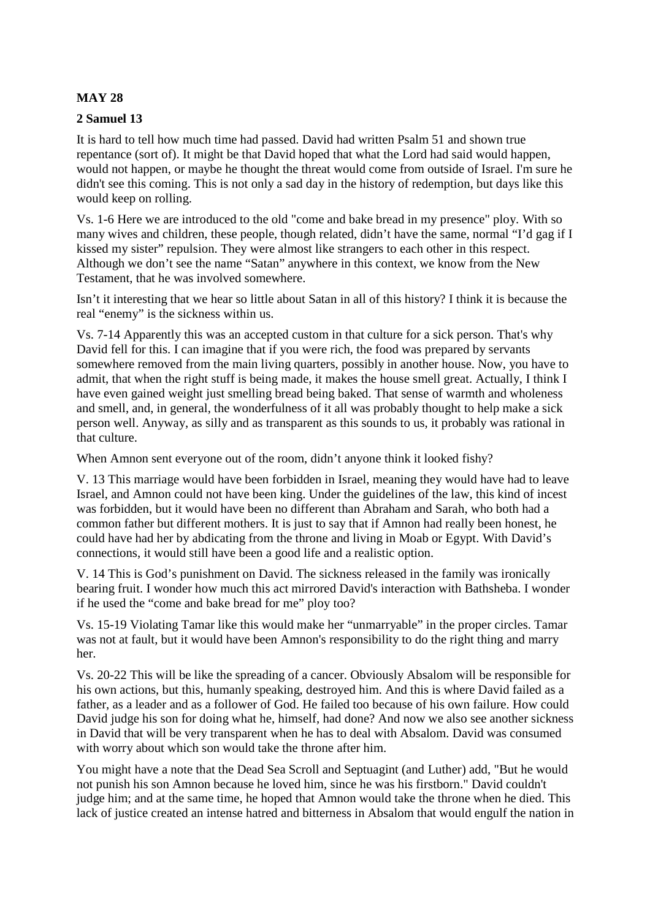**MAY 28**

**2 Samuel 13**

It is hard to tell how much time had passed. David had written Psalm 51 and shown true repentance (sort of). It might be that David hoped that what the Lord had said would happen, would not happen, or maybe he thought the threat would come from outside of Israel. I'm sure he didn't see this coming. This is not only a sad day in the history of redemption, but days like this would keep on rolling.

Vs. 1-6 Here we are introduced to the old "come and bake bread in my presence" ploy. With so many wives and children, these people, though related, didn't have the same, normal "I'd gag if I kissed my sister" repulsion. They were almost like strangers to each other in this respect. Although we don't see the name "Satan" anywhere in this context, we know from the New Testament, that he was involved somewhere.

Isn't it interesting that we hear so little about Satan in all of this history? I think it is because the real "enemy" is the sickness within us.

Vs. 7-14 Apparently this was an accepted custom in that culture for a sick person. That's why David fell for this. I can imagine that if you were rich, the food was prepared by servants somewhere removed from the main living quarters, possibly in another house. Now, you have to admit, that when the right stuff is being made, it makes the house smell great. Actually, I think I have even gained weight just smelling bread being baked. That sense of warmth and wholeness and smell, and, in general, the wonderfulness of it all was probably thought to help make a sick person well. Anyway, as silly and as transparent as this sounds to us, it probably was rational in that culture.

When Amnon sent everyone out of the room, didn't anyone think it looked fishy?

V. 13 This marriage would have been forbidden in Israel, meaning they would have had to leave Israel, and Amnon could not have been king. Under the guidelines of the law, this kind of incest was forbidden, but it would have been no different than Abraham and Sarah, who both had a common father but different mothers. It is just to say that if Amnon had really been honest, he could have had her by abdicating from the throne and living in Moab or Egypt. With David's connections, it would still have been a good life and a realistic option.

V. 14 This is God's punishment on David. The sickness released in the family was ironically bearing fruit. I wonder how much this act mirrored David's interaction with Bathsheba. I wonder if he used the "come and bake bread for me" ploy too?

Vs. 15-19 Violating Tamar like this would make her "unmarryable" in the proper circles. Tamar was not at fault, but it would have been Amnon's responsibility to do the right thing and marry her.

Vs. 20-22 This will be like the spreading of a cancer. Obviously Absalom will be responsible for his own actions, but this, humanly speaking, destroyed him. And this is where David failed as a father, as a leader and as a follower of God. He failed too because of his own failure. How could David judge his son for doing what he, himself, had done? And now we also see another sickness in David that will be very transparent when he has to deal with Absalom. David was consumed with worry about which son would take the throne after him.

You might have a note that the Dead Sea Scroll and Septuagint (and Luther) add, "But he would not punish his son Amnon because he loved him, since he was his firstborn." David couldn't judge him; and at the same time, he hoped that Amnon would take the throne when he died. This lack of justice created an intense hatred and bitterness in Absalom that would engulf the nation in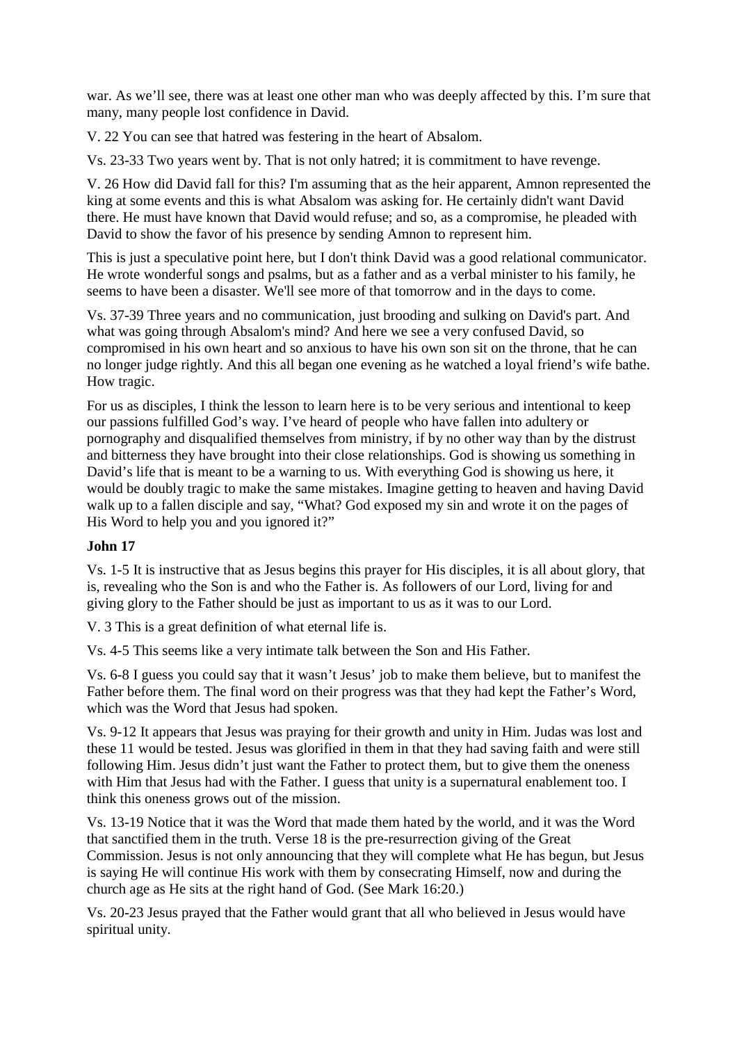war. As we'll see, there was at least one other man who was deeply affected by this. I'm sure that many, many people lost confidence in David.

V. 22 You can see that hatred was festering in the heart of Absalom.

Vs. 23-33 Two years went by. That is not only hatred; it is commitment to have revenge.

V. 26 How did David fall for this? I'm assuming that as the heir apparent, Amnon represented the king at some events and this is what Absalom was asking for. He certainly didn't want David there. He must have known that David would refuse; and so, as a compromise, he pleaded with David to show the favor of his presence by sending Amnon to represent him.

This is just a speculative point here, but I don't think David was a good relational communicator. He wrote wonderful songs and psalms, but as a father and as a verbal minister to his family, he seems to have been a disaster. We'll see more of that tomorrow and in the days to come.

Vs. 37-39 Three years and no communication, just brooding and sulking on David's part. And what was going through Absalom's mind? And here we see a very confused David, so compromised in his own heart and so anxious to have his own son sit on the throne, that he can no longer judge rightly. And this all began one evening as he watched a loyal friend's wife bathe. How tragic.

For us as disciples, I think the lesson to learn here is to be very serious and intentional to keep our passions fulfilled God's way. I've heard of people who have fallen into adultery or pornography and disqualified themselves from ministry, if by no other way than by the distrust and bitterness they have brought into their close relationships. God is showing us something in David's life that is meant to be a warning to us. With everything God is showing us here, it would be doubly tragic to make the same mistakes. Imagine getting to heaven and having David walk up to a fallen disciple and say, "What? God exposed my sin and wrote it on the pages of His Word to help you and you ignored it?"

**John 17**

Vs. 1-5 It is instructive that as Jesus begins this prayer for His disciples, it is all about glory, that is, revealing who the Son is and who the Father is. As followers of our Lord, living for and giving glory to the Father should be just as important to us as it was to our Lord.

V. 3 This is a great definition of what eternal life is.

Vs. 4-5 This seems like a very intimate talk between the Son and His Father.

Vs. 6-8 I guess you could say that it wasn't Jesus' job to make them believe, but to manifest the Father before them. The final word on their progress was that they had kept the Father's Word, which was the Word that Jesus had spoken.

Vs. 9-12 It appears that Jesus was praying for their growth and unity in Him. Judas was lost and these 11 would be tested. Jesus was glorified in them in that they had saving faith and were still following Him. Jesus didn't just want the Father to protect them, but to give them the oneness with Him that Jesus had with the Father. I guess that unity is a supernatural enablement too. I think this oneness grows out of the mission.

Vs. 13-19 Notice that it was the Word that made them hated by the world, and it was the Word that sanctified them in the truth. Verse 18 is the pre-resurrection giving of the Great Commission. Jesus is not only announcing that they will complete what He has begun, but Jesus is saying He will continue His work with them by consecrating Himself, now and during the church age as He sits at the right hand of God. (See Mark 16:20.)

Vs. 20-23 Jesus prayed that the Father would grant that all who believed in Jesus would have spiritual unity.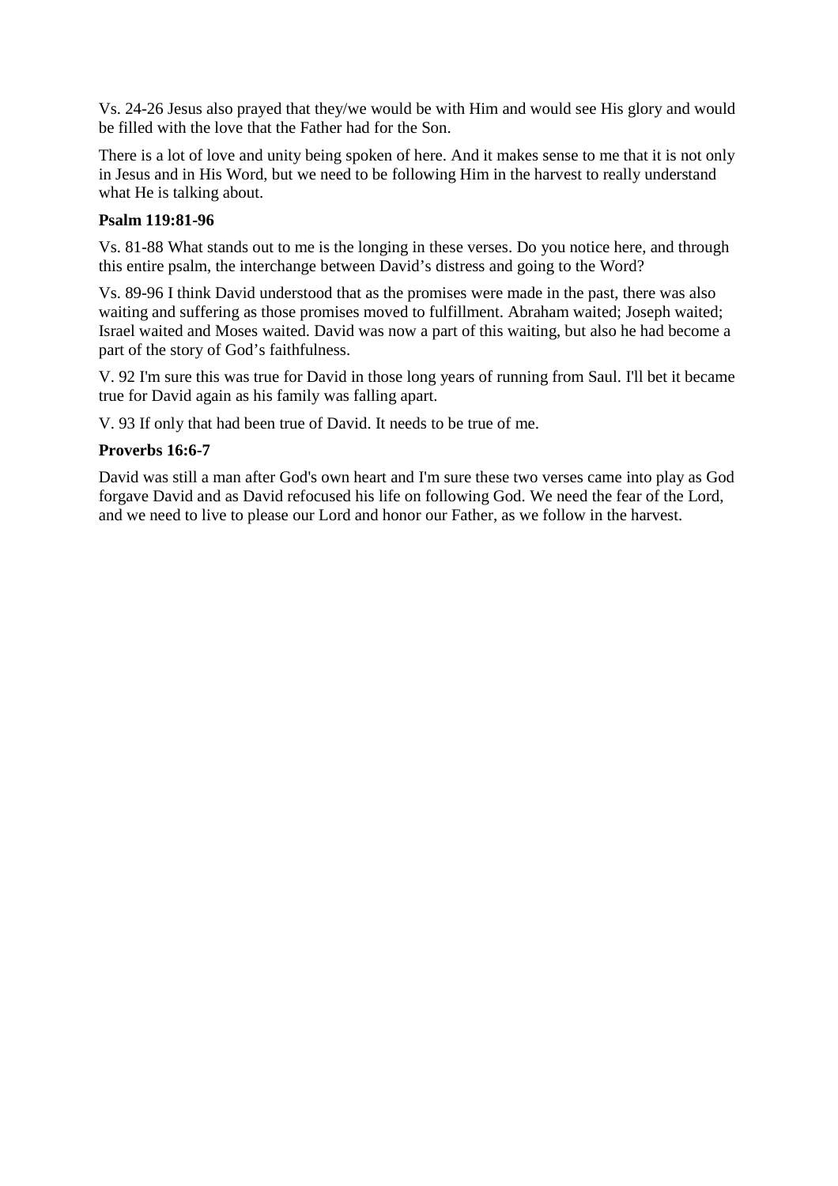Vs. 24-26 Jesus also prayed that they/we would be with Him and would see His glory and would be filled with the love that the Father had for the Son.

There is a lot of love and unity being spoken of here. And it makes sense to me that it is not only in Jesus and in His Word, but we need to be following Him in the harvest to really understand what He is talking about.

**Psalm 119:81-96**

Vs. 81-88 What stands out to me is the longing in these verses. Do you notice here, and through this entire psalm, the interchange between David's distress and going to the Word?

Vs. 89-96 I think David understood that as the promises were made in the past, there was also waiting and suffering as those promises moved to fulfillment. Abraham waited; Joseph waited; Israel waited and Moses waited. David was now a part of this waiting, but also he had become a part of the story of God's faithfulness.

V. 92 I'm sure this was true for David in those long years of running from Saul. I'll bet it became true for David again as his family was falling apart.

V. 93 If only that had been true of David. It needs to be true of me.

**Proverbs 16:6-7**

David was still a man after God's own heart and I'm sure these two verses came into play as God forgave David and as David refocused his life on following God. We need the fear of the Lord, and we need to live to please our Lord and honor our Father, as we follow in the harvest.